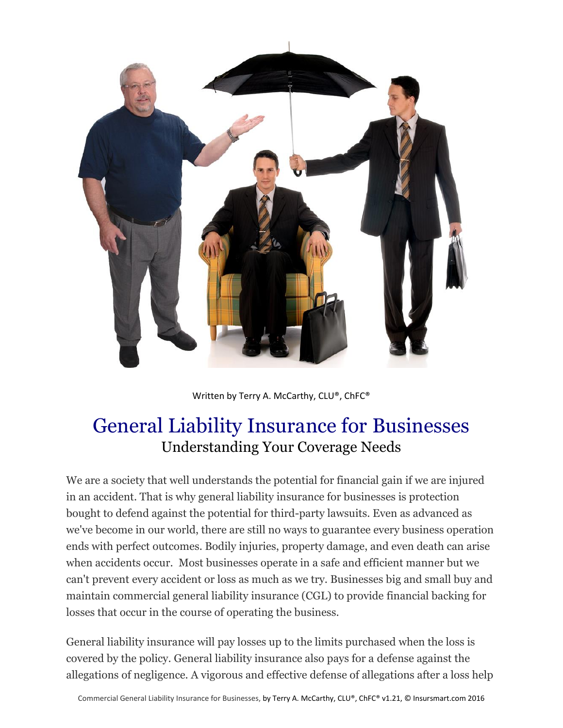Written by Terry A. McCarthy, CLU®, ChFC®

# General Liability Insurance for Businesses

## Understanding Your Coverage Needs

We are a society that well understands the potential for financial gain if we are injured in an accident. That is why general liability insurance for businesses is protection bought to defend against the potential for third-party lawsuits. Even as advanced as we've become in our world, there are still no ways to guarantee every business operation ends with perfect outcomes. Bodily injuries, property damage, and even death can arise when accidents occur. Most businesses operate in a safe and efficient manner but we can't prevent every accident or loss as much as we try. Businesses big and small buy and maintain commercial general liability insurance (CGL) to provide financial backing for losses that occur in the course of operating the business.

General liability insurance will pay losses up to the limits purchased when the loss is covered by the policy. General liability insurance also pays for a defense against the allegations of negligence. A vigorous and effective defense of allegations after a loss help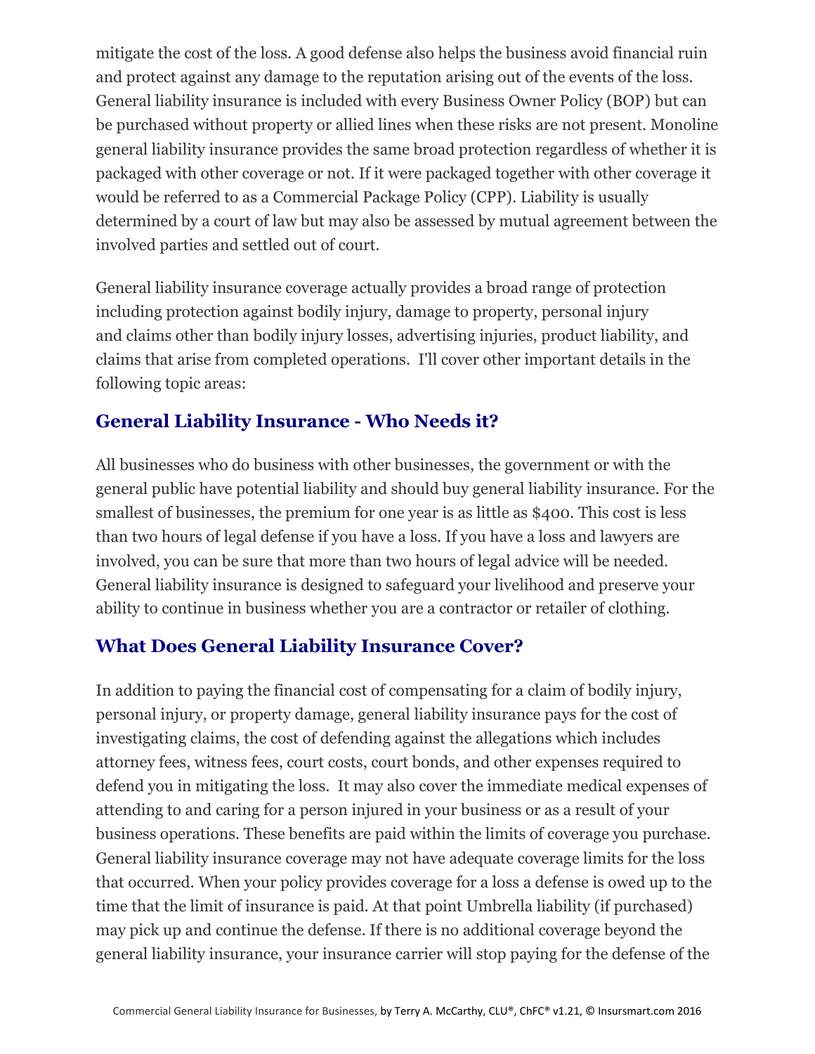mitigate the cost of the loss. A good defense also helps the business avoid financial ruin and protect against any damage to the reputation arising out of the events of the loss. General liability insurance is included with every Business Owner Policy (BOP) but can be purchased without property or allied lines when these risks are not present. Monoline general liability insurance provides the same broad protection regardless of whether it is packaged with other coverage or not. If it were packaged together with other coverage it would be referred to as a Commercial Package Policy (CPP). Liability is usually determined by a court of law but may also be assessed by mutual agreement between the involved parties and settled out of court.

General liability insurance coverage actually provides a broad range of protection including protection against bodily injury, damage to property, personal injury and claims other than bodily injury losses, advertising injuries, product liability, and claims that arise from completed operations. I'll cover other important details in the following topic areas:

## General Liability Insurance - Who Needs it?

All businesses who do business with other businesses, the government or with the general public have potential liability and should buy general liability insurance. For the smallest of businesses, the premium for one year is as little as $400. This cost is less than two hours of legal defense if you have a loss. If you have a loss and lawyers are involved, you can be sure that more than two hours of legal advice will be needed. General liability insurance is designed to safeguard your livelihood and preserve your ability to continue in business whether you are a contractor or retailer of clothing.

## What Does General Liability Insurance Cover?

In addition to paying the financial cost of compensating for a claim of bodily injury, personal injury, or property damage, general liability insurance pays for the cost of investigating claims, the cost of defending against the allegations which includes attorney fees, witness fees, court costs, court bonds, and other expenses required to defend you in mitigating the loss. It may also cover the immediate medical expenses of attending to and caring for a person injured in your business or as a result of your business operations. These benefits are paid within the limits of coverage you purchase. General liability insurance coverage may not have adequate coverage limits for the loss that occurred. When your policy provides coverage for a loss a defense is owed up to the time that the limit of insurance is paid. At that point Umbrella liability (if purchased) may pick up and continue the defense. If there is no additional coverage beyond the general liability insurance, your insurance carrier will stop paying for the defense of the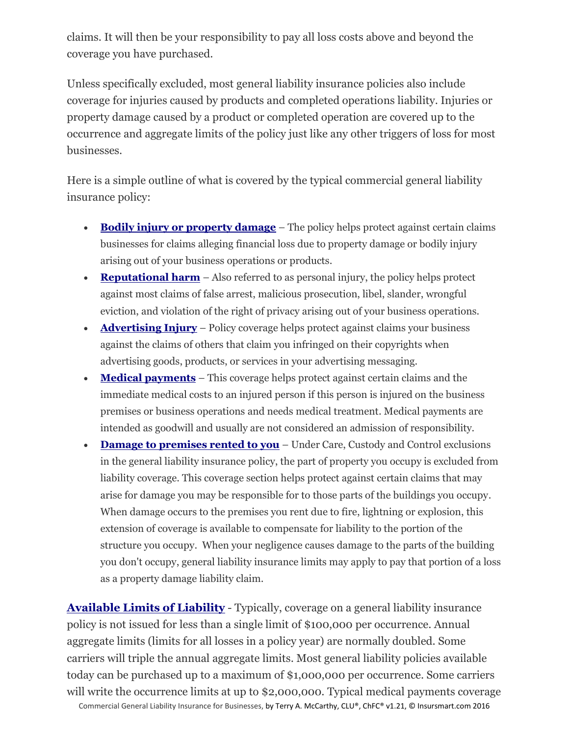claims. It will then be your responsibility to pay all loss costs above and beyond the coverage you have purchased.

Unless specifically excluded, most general liability insurance policies also include coverage for injuries caused by products and completed operations liability. Injuries or property damage caused by a product or completed operation are covered up to the occurrence and aggregate limits of the policy just like any other triggers of loss for most businesses.

Here is a simple outline of what is covered by the typical commercial general liability insurance policy:

- **Bodily injury or property damage** – The policy helps protect against certain claims businesses for claims alleging financial loss due to property damage or bodily injury arising out of your business operations or products.
- **Reputational harm** – Also referred to as personal injury, the policy helps protect against most claims of false arrest, malicious prosecution, libel, slander, wrongful eviction, and violation of the right of privacy arising out of your business operations.
- **Advertising Injury** – Policy coverage helps protect against claims your business against the claims of others that claim you infringed on their copyrights when advertising goods, products, or services in your advertising messaging.
- **Medical payments** – This coverage helps protect against certain claims and the immediate medical costs to an injured person if this person is injured on the business premises or business operations and needs medical treatment. Medical payments are intended as goodwill and usually are not considered an admission of responsibility.
- **Damage to premises rented to you** – Under Care, Custody and Control exclusions in the general liability insurance policy, the part of property you occupy is excluded from liability coverage. This coverage section helps protect against certain claims that may arise for damage you may be responsible for to those parts of the buildings you occupy. When damage occurs to the premises you rent due to fire, lightning or explosion, this extension of coverage is available to compensate for liability to the portion of the structure you occupy. When your negligence causes damage to the parts of the building you don't occupy, general liability insurance limits may apply to pay that portion of a loss as a property damage liability claim.

**Available Limits of Liability** - Typically, coverage on a general liability insurance policy is not issued for less than a single limit of $100,000 per occurrence. Annual aggregate limits (limits for all losses in a policy year) are normally doubled. Some carriers will triple the annual aggregate limits. Most general liability policies available today can be purchased up to a maximum of $1,000,000 per occurrence. Some carriers will write the occurrence limits at up to $2,000,000. Typical medical payments coverage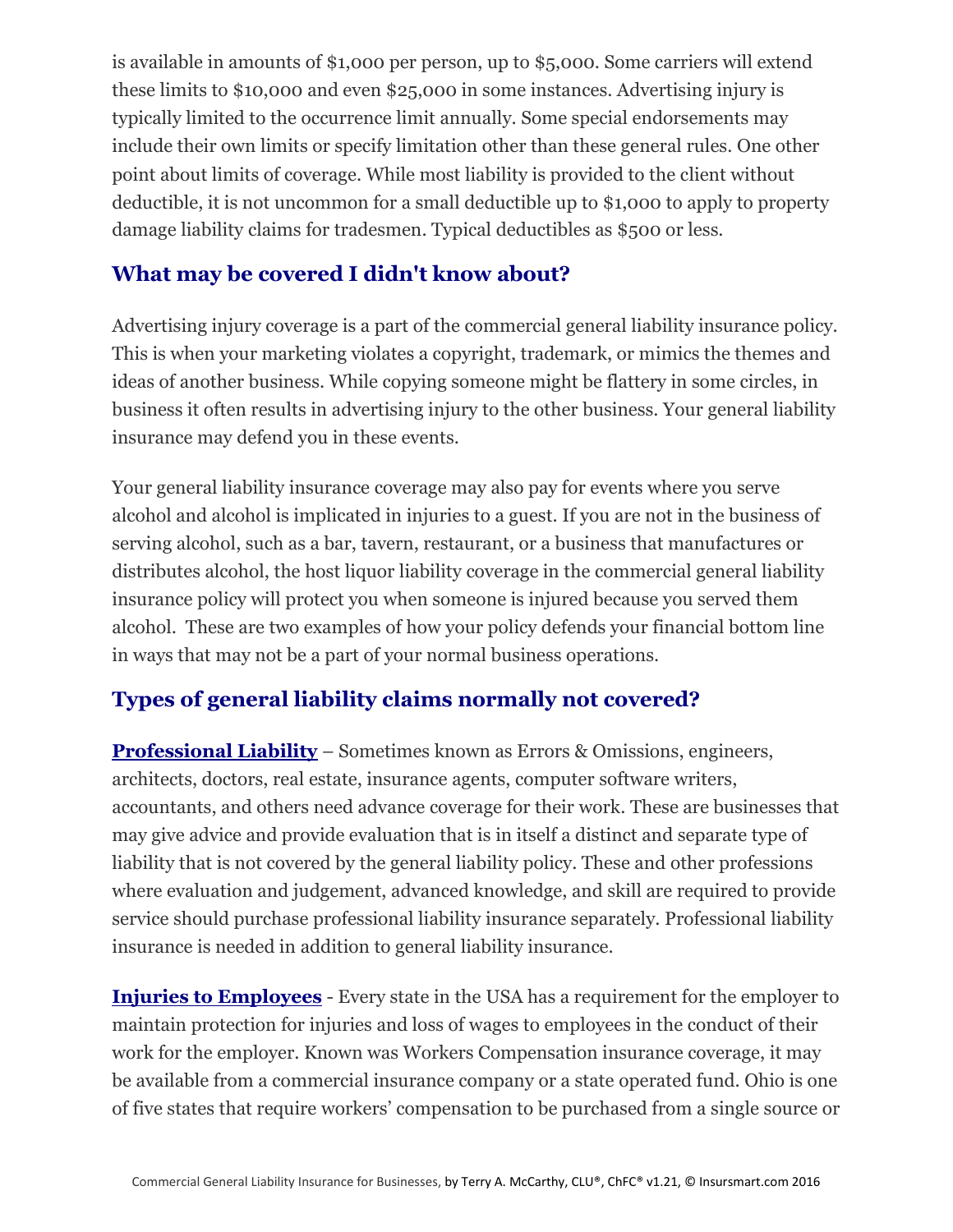is available in amounts of $1,000 per person, up to $5,000. Some carriers will extend these limits to $10,000 and even $25,000 in some instances. Advertising injury is typically limited to the occurrence limit annually. Some special endorsements may include their own limits or specify limitation other than these general rules. One other point about limits of coverage. While most liability is provided to the client without deductible, it is not uncommon for a small deductible up to $1,000 to apply to property damage liability claims for tradesmen. Typical deductibles as $500 or less.

## What may be covered I didn't know about?

Advertising injury coverage is a part of the commercial general liability insurance policy. This is when your marketing violates a copyright, trademark, or mimics the themes and ideas of another business. While copying someone might be flattery in some circles, in business it often results in advertising injury to the other business. Your general liability insurance may defend you in these events.

Your general liability insurance coverage may also pay for events where you serve alcohol and alcohol is implicated in injuries to a guest. If you are not in the business of serving alcohol, such as a bar, tavern, restaurant, or a business that manufactures or distributes alcohol, the host liquor liability coverage in the commercial general liability insurance policy will protect you when someone is injured because you served them alcohol.  These are two examples of how your policy defends your financial bottom line in ways that may not be a part of your normal business operations.

## Types of general liability claims normally not covered?

**Professional Liability** – Sometimes known as Errors & Omissions, engineers, architects, doctors, real estate, insurance agents, computer software writers, accountants, and others need advance coverage for their work. These are businesses that may give advice and provide evaluation that is in itself a distinct and separate type of liability that is not covered by the general liability policy. These and other professions where evaluation and judgement, advanced knowledge, and skill are required to provide service should purchase professional liability insurance separately. Professional liability insurance is needed in addition to general liability insurance.

**Injuries to Employees** - Every state in the USA has a requirement for the employer to maintain protection for injuries and loss of wages to employees in the conduct of their work for the employer. Known was Workers Compensation insurance coverage, it may be available from a commercial insurance company or a state operated fund. Ohio is one of five states that require workers' compensation to be purchased from a single source or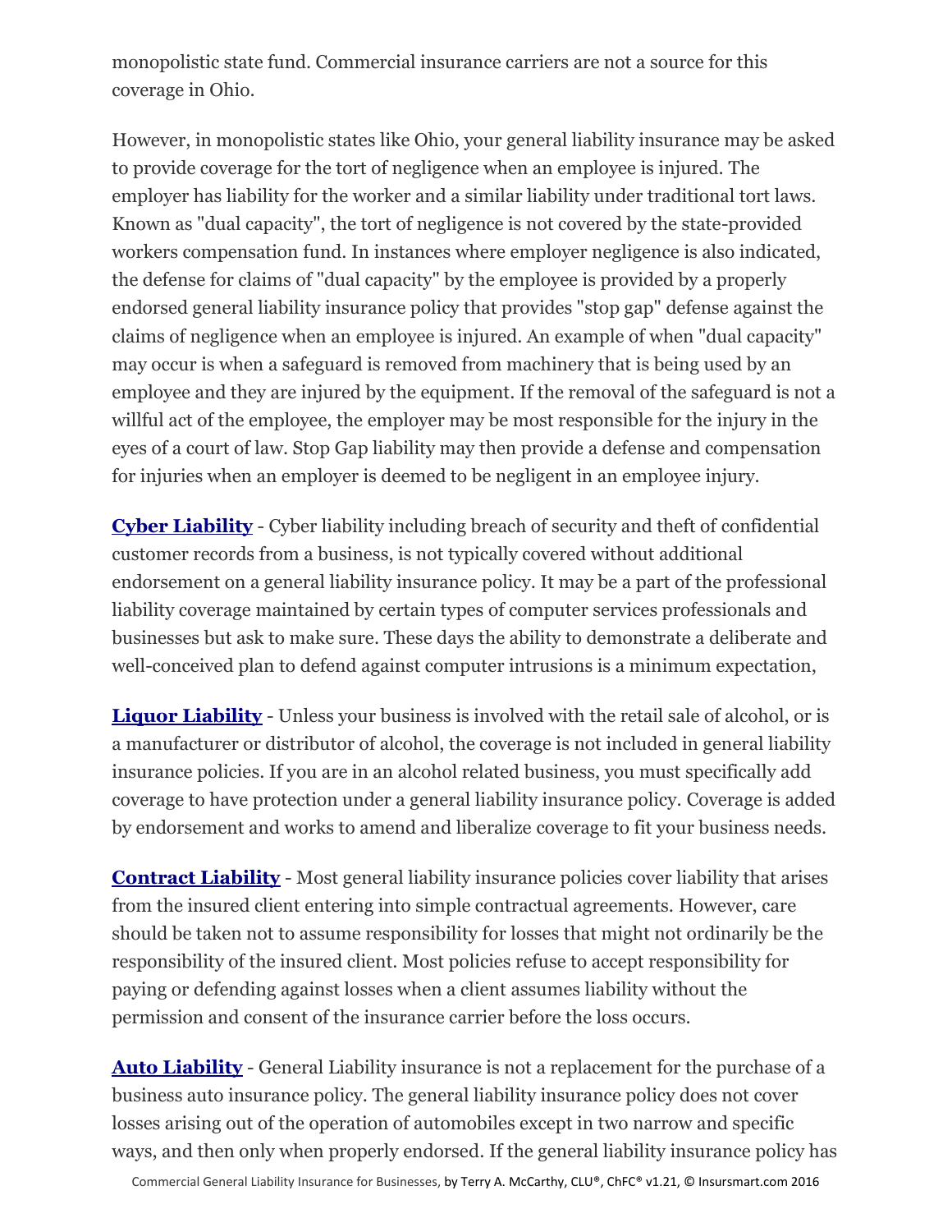monopolistic state fund. Commercial insurance carriers are not a source for this coverage in Ohio.

However, in monopolistic states like Ohio, your general liability insurance may be asked to provide coverage for the tort of negligence when an employee is injured. The employer has liability for the worker and a similar liability under traditional tort laws. Known as "dual capacity", the tort of negligence is not covered by the state-provided workers compensation fund. In instances where employer negligence is also indicated, the defense for claims of "dual capacity" by the employee is provided by a properly endorsed general liability insurance policy that provides "stop gap" defense against the claims of negligence when an employee is injured. An example of when "dual capacity" may occur is when a safeguard is removed from machinery that is being used by an employee and they are injured by the equipment. If the removal of the safeguard is not a willful act of the employee, the employer may be most responsible for the injury in the eyes of a court of law. Stop Gap liability may then provide a defense and compensation for injuries when an employer is deemed to be negligent in an employee injury.

**Cyber Liability** - Cyber liability including breach of security and theft of confidential customer records from a business, is not typically covered without additional endorsement on a general liability insurance policy. It may be a part of the professional liability coverage maintained by certain types of computer services professionals and businesses but ask to make sure. These days the ability to demonstrate a deliberate and well-conceived plan to defend against computer intrusions is a minimum expectation,

**Liquor Liability** - Unless your business is involved with the retail sale of alcohol, or is a manufacturer or distributor of alcohol, the coverage is not included in general liability insurance policies. If you are in an alcohol related business, you must specifically add coverage to have protection under a general liability insurance policy. Coverage is added by endorsement and works to amend and liberalize coverage to fit your business needs.

**Contract Liability** - Most general liability insurance policies cover liability that arises from the insured client entering into simple contractual agreements. However, care should be taken not to assume responsibility for losses that might not ordinarily be the responsibility of the insured client. Most policies refuse to accept responsibility for paying or defending against losses when a client assumes liability without the permission and consent of the insurance carrier before the loss occurs.

**Auto Liability** - General Liability insurance is not a replacement for the purchase of a business auto insurance policy. The general liability insurance policy does not cover losses arising out of the operation of automobiles except in two narrow and specific ways, and then only when properly endorsed. If the general liability insurance policy has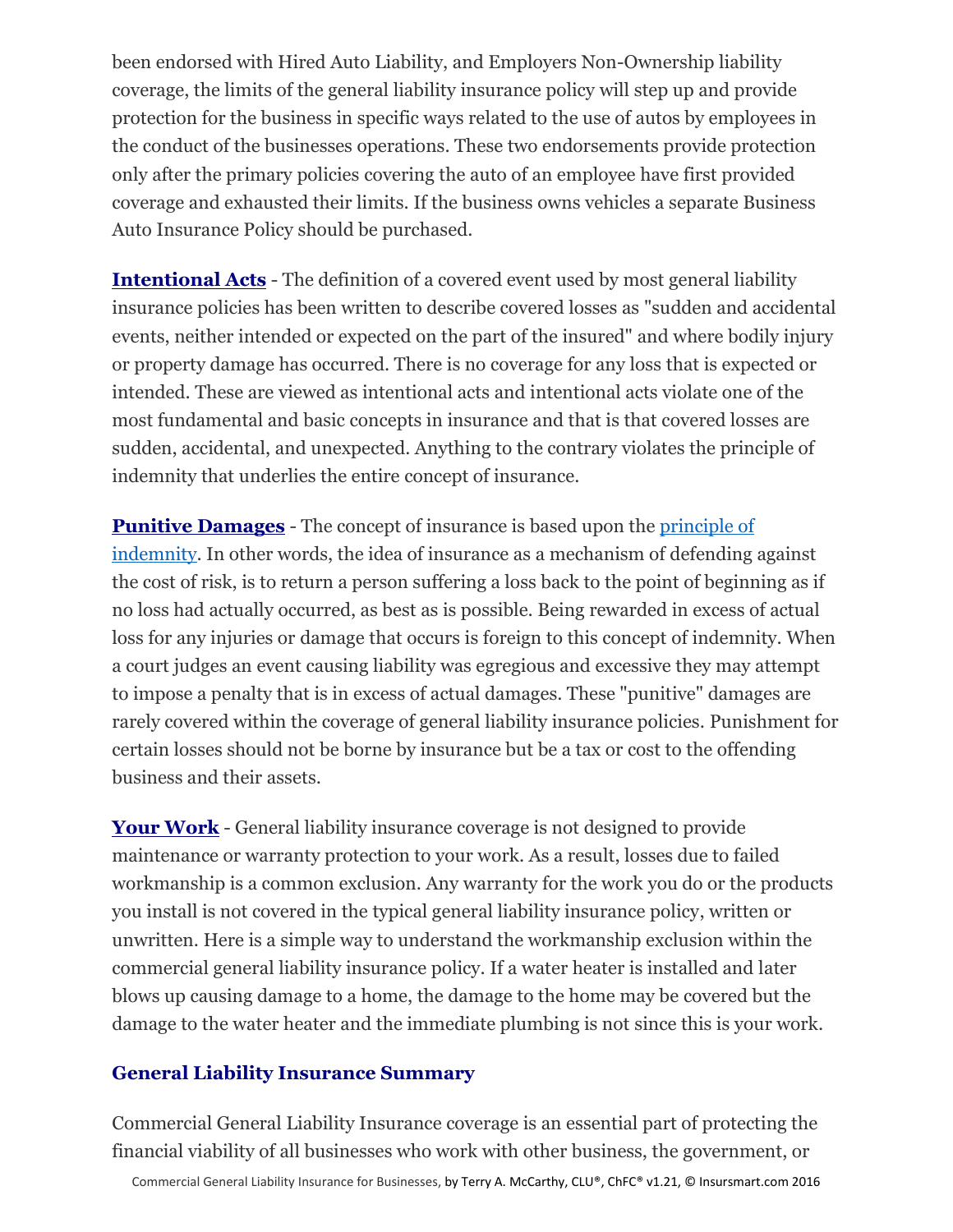been endorsed with Hired Auto Liability, and Employers Non-Ownership liability coverage, the limits of the general liability insurance policy will step up and provide protection for the business in specific ways related to the use of autos by employees in the conduct of the businesses operations. These two endorsements provide protection only after the primary policies covering the auto of an employee have first provided coverage and exhausted their limits. If the business owns vehicles a separate Business Auto Insurance Policy should be purchased.

**Intentional Acts** - The definition of a covered event used by most general liability insurance policies has been written to describe covered losses as "sudden and accidental events, neither intended or expected on the part of the insured" and where bodily injury or property damage has occurred. There is no coverage for any loss that is expected or intended. These are viewed as intentional acts and intentional acts violate one of the most fundamental and basic concepts in insurance and that is that covered losses are sudden, accidental, and unexpected. Anything to the contrary violates the principle of indemnity that underlies the entire concept of insurance.

**Punitive Damages** - The concept of insurance is based upon the principle of indemnity. In other words, the idea of insurance as a mechanism of defending against the cost of risk, is to return a person suffering a loss back to the point of beginning as if no loss had actually occurred, as best as is possible. Being rewarded in excess of actual loss for any injuries or damage that occurs is foreign to this concept of indemnity. When a court judges an event causing liability was egregious and excessive they may attempt to impose a penalty that is in excess of actual damages. These "punitive" damages are rarely covered within the coverage of general liability insurance policies. Punishment for certain losses should not be borne by insurance but be a tax or cost to the offending business and their assets.

**Your Work** - General liability insurance coverage is not designed to provide maintenance or warranty protection to your work. As a result, losses due to failed workmanship is a common exclusion. Any warranty for the work you do or the products you install is not covered in the typical general liability insurance policy, written or unwritten. Here is a simple way to understand the workmanship exclusion within the commercial general liability insurance policy. If a water heater is installed and later blows up causing damage to a home, the damage to the home may be covered but the damage to the water heater and the immediate plumbing is not since this is your work.

## General Liability Insurance Summary

Commercial General Liability Insurance coverage is an essential part of protecting the financial viability of all businesses who work with other business, the government, or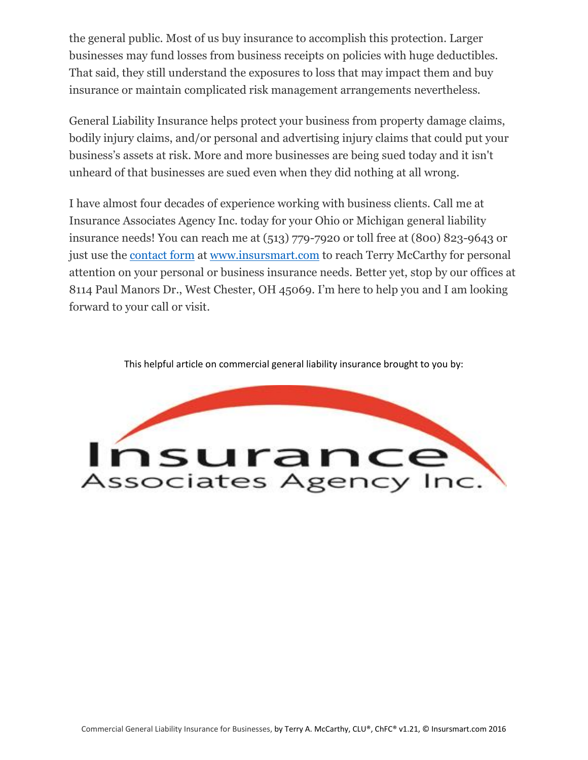the general public. Most of us buy insurance to accomplish this protection. Larger businesses may fund losses from business receipts on policies with huge deductibles. That said, they still understand the exposures to loss that may impact them and buy insurance or maintain complicated risk management arrangements nevertheless.

General Liability Insurance helps protect your business from property damage claims, bodily injury claims, and/or personal and advertising injury claims that could put your business's assets at risk. More and more businesses are being sued today and it isn't unheard of that businesses are sued even when they did nothing at all wrong.

I have almost four decades of experience working with business clients. Call me at Insurance Associates Agency Inc. today for your Ohio or Michigan general liability insurance needs! You can reach me at (513) 779-7920 or toll free at (800) 823-9643 or just use the [contact form](#) at [www.insursmart.com](http://www.insursmart.com) to reach Terry McCarthy for personal attention on your personal or business insurance needs. Better yet, stop by our offices at 8114 Paul Manors Dr., West Chester, OH 45069. I'm here to help you and I am looking forward to your call or visit.

This helpful article on commercial general liability insurance brought to you by:

Insurance Associates Agency Inc.